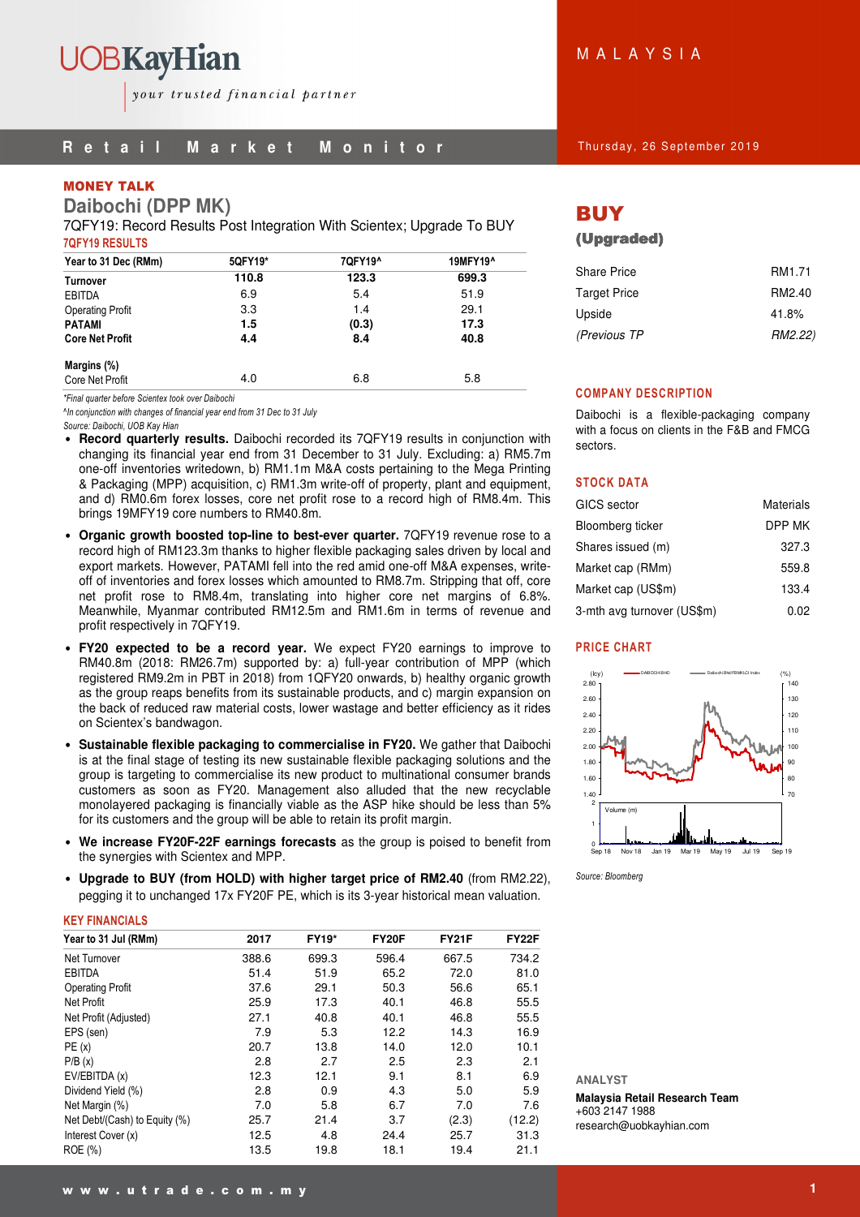# Retail Market Monitor

MALAYSIA

Thursday, 26 September 2019

**MONEY TALK**

## Daibochi (DPP MK)

7QFY19: Record Results Post Integration With Scientex; Upgrade To BUY

**7QFY19 RESULTS**

| Year to 31 Dec (RMm) | 5QFY19* | 7QFY19^ | 19MFY19^ |
|---|---|---|---|
| **Turnover** | **110.8** | **123.3** | **699.3** |
| EBITDA | 6.9 | 5.4 | 51.9 |
| Operating Profit | 3.3 | 1.4 | 29.1 |
| **PATAMI** | **1.5** | **(0.3)** | **17.3** |
| **Core Net Profit** | **4.4** | **8.4** | **40.8** |
| **Margins (%)** | | | |
| Core Net Profit | 4.0 | 6.8 | 5.8 |

*Final quarter before Scientex took over Daibochi
^In conjunction with changes of financial year end from 31 Dec to 31 July
Source: Daibochi, UOB Kay Hian

- **Record quarterly results.** Daibochi recorded its 7QFY19 results in conjunction with changing its financial year end from 31 December to 31 July. Excluding: a) RM5.7m one-off inventories writedown, b) RM1.1m M&A costs pertaining to the Mega Printing & Packaging (MPP) acquisition, c) RM1.3m write-off of property, plant and equipment, and d) RM0.6m forex losses, core net profit rose to a record high of RM8.4m. This brings 19MFY19 core numbers to RM40.8m.
- **Organic growth boosted top-line to best-ever quarter.** 7QFY19 revenue rose to a record high of RM123.3m thanks to higher flexible packaging sales driven by local and export markets. However, PATAMI fell into the red amid one-off M&A expenses, write-off of inventories and forex losses which amounted to RM8.7m. Stripping that off, core net profit rose to RM8.4m, translating into higher core net margins of 6.8%. Meanwhile, Myanmar contributed RM12.5m and RM1.6m in terms of revenue and profit respectively in 7QFY19.
- **FY20 expected to be a record year.** We expect FY20 earnings to improve to RM40.8m (2018: RM26.7m) supported by: a) full-year contribution of MPP (which registered RM9.2m in PBT in 2018) from 1QFY20 onwards, b) healthy organic growth as the group reaps benefits from its sustainable products, and c) margin expansion on the back of reduced raw material costs, lower wastage and better efficiency as it rides on Scientex's bandwagon.
- **Sustainable flexible packaging to commercialise in FY20.** We gather that Daibochi is at the final stage of testing its new sustainable flexible packaging solutions and the group is targeting to commercialise its new product to multinational consumer brands customers as soon as FY20. Management also alluded that the new recyclable monolayered packaging is financially viable as the ASP hike should be less than 5% for its customers and the group will be able to retain its profit margin.
- **We increase FY20F-22F earnings forecasts** as the group is poised to benefit from the synergies with Scientex and MPP.
- **Upgrade to BUY (from HOLD) with higher target price of RM2.40** (from RM2.22), pegging it to unchanged 17x FY20F PE, which is its 3-year historical mean valuation.

**KEY FINANCIALS**

| Year to 31 Jul (RMm) | 2017 | FY19* | FY20F | FY21F | FY22F |
|---|---|---|---|---|---|
| Net Turnover | 388.6 | 699.3 | 596.4 | 667.5 | 734.2 |
| EBITDA | 51.4 | 51.9 | 65.2 | 72.0 | 81.0 |
| Operating Profit | 37.6 | 29.1 | 50.3 | 56.6 | 65.1 |
| Net Profit | 25.9 | 17.3 | 40.1 | 46.8 | 55.5 |
| Net Profit (Adjusted) | 27.1 | 40.8 | 40.1 | 46.8 | 55.5 |
| EPS (sen) | 7.9 | 5.3 | 12.2 | 14.3 | 16.9 |
| PE (x) | 20.7 | 13.8 | 14.0 | 12.0 | 10.1 |
| P/B (x) | 2.8 | 2.7 | 2.5 | 2.3 | 2.1 |
| EV/EBITDA (x) | 12.3 | 12.1 | 9.1 | 8.1 | 6.9 |
| Dividend Yield (%) | 2.8 | 0.9 | 4.3 | 5.0 | 5.9 |
| Net Margin (%) | 7.0 | 5.8 | 6.7 | 7.0 | 7.6 |
| Net Debt/(Cash) to Equity (%) | 25.7 | 21.4 | 3.7 | (2.3) | (12.2) |
| Interest Cover (x) | 12.5 | 4.8 | 24.4 | 25.7 | 31.3 |
| ROE (%) | 13.5 | 19.8 | 18.1 | 19.4 | 21.1 |

## BUY

**(Upgraded)**

| | |
|---|---|
| Share Price | RM1.71 |
| Target Price | RM2.40 |
| Upside | 41.8% |
| *(Previous TP* | *RM2.22)* |

**COMPANY DESCRIPTION**

Daibochi is a flexible-packaging company with a focus on clients in the F&B and FMCG sectors.

**STOCK DATA**

| | |
|---|---|
| GICS sector | Materials |
| Bloomberg ticker | DPP MK |
| Shares issued (m) | 327.3 |
| Market cap (RMm) | 559.8 |
| Market cap (US$m) | 133.4 |
| 3-mth avg turnover (US$m) | 0.02 |

**PRICE CHART**

Source: Bloomberg

**ANALYST**

**Malaysia Retail Research Team**
+603 2147 1988
research@uobkayhian.com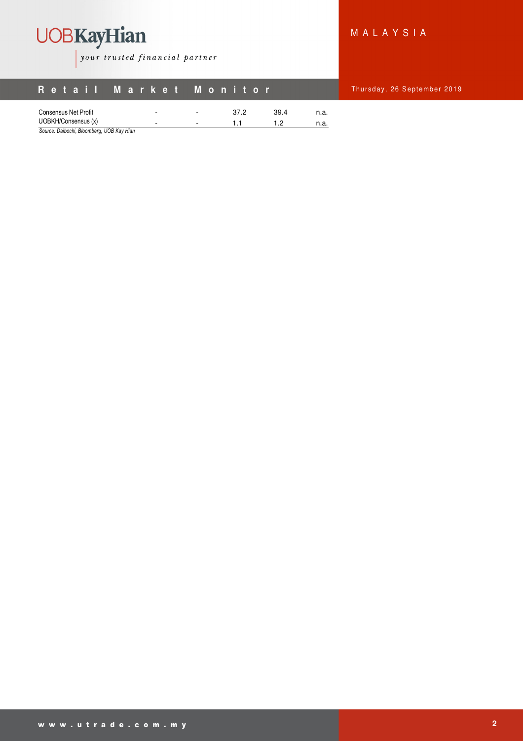| | | | | | |
|---|---|---|---|---|---|
| Consensus Net Profit | - | - | 37.2 | 39.4 | n.a. |
| UOBKH/Consensus (x) | - | - | 1.1 | 1.2 | n.a. |

*Source: Daibochi, Bloomberg, UOB Kay Hian*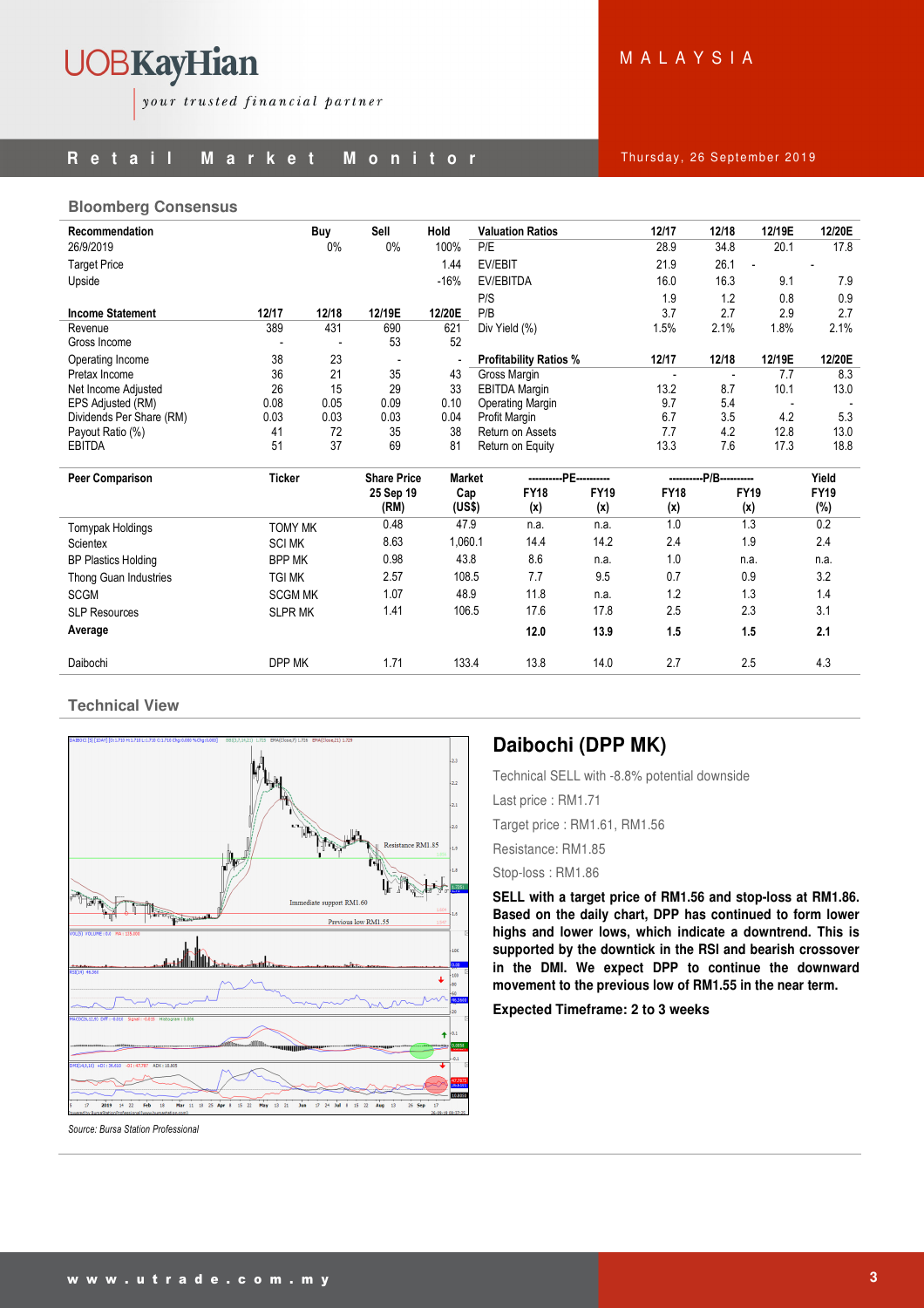## Bloomberg Consensus

| Recommendation | Buy | Sell | Hold |
|---|---|---|---|
| 26/9/2019 | 0% | 0% | 100% |
| Target Price | | | 1.44 |
| Upside | | | -16% |

| Valuation Ratios | 12/17 | 12/18 | 12/19E | 12/20E |
|---|---|---|---|---|
| P/E | 28.9 | 34.8 | 20.1 | 17.8 |
| EV/EBIT | 21.9 | 26.1 | - | - |
| EV/EBITDA | 16.0 | 16.3 | 9.1 | 7.9 |
| P/S | 1.9 | 1.2 | 0.8 | 0.9 |
| P/B | 3.7 | 2.7 | 2.9 | 2.7 |
| Div Yield (%) | 1.5% | 2.1% | 1.8% | 2.1% |

| Income Statement | 12/17 | 12/18 | 12/19E | 12/20E |
|---|---|---|---|---|
| Revenue | 389 | 431 | 690 | 621 |
| Gross Income | - | - | 53 | 52 |
| Operating Income | 38 | 23 | - | - |
| Pretax Income | 36 | 21 | 35 | 43 |
| Net Income Adjusted | 26 | 15 | 29 | 33 |
| EPS Adjusted (RM) | 0.08 | 0.05 | 0.09 | 0.10 |
| Dividends Per Share (RM) | 0.03 | 0.03 | 0.03 | 0.04 |
| Payout Ratio (%) | 41 | 72 | 35 | 38 |
| EBITDA | 51 | 37 | 69 | 81 |

| Profitability Ratios % | 12/17 | 12/18 | 12/19E | 12/20E |
|---|---|---|---|---|
| Gross Margin | - | - | 7.7 | 8.3 |
| EBITDA Margin | 13.2 | 8.7 | 10.1 | 13.0 |
| Operating Margin | 9.7 | 5.4 | - | - |
| Profit Margin | 6.7 | 3.5 | 4.2 | 5.3 |
| Return on Assets | 7.7 | 4.2 | 12.8 | 13.0 |
| Return on Equity | 13.3 | 7.6 | 17.3 | 18.8 |

| Peer Comparison | Ticker | Share Price 25 Sep 19 (RM) | Market Cap (US$) | PE FY18 (x) | PE FY19 (x) | P/B FY18 (x) | P/B FY19 (x) | Yield FY19 (%) |
|---|---|---|---|---|---|---|---|---|
| Tomypak Holdings | TOMY MK | 0.48 | 47.9 | n.a. | n.a. | 1.0 | 1.3 | 0.2 |
| Scientex | SCI MK | 8.63 | 1,060.1 | 14.4 | 14.2 | 2.4 | 1.9 | 2.4 |
| BP Plastics Holding | BPP MK | 0.98 | 43.8 | 8.6 | n.a. | 1.0 | n.a. | n.a. |
| Thong Guan Industries | TGI MK | 2.57 | 108.5 | 7.7 | 9.5 | 0.7 | 0.9 | 3.2 |
| SCGM | SCGM MK | 1.07 | 48.9 | 11.8 | n.a. | 1.2 | 1.3 | 1.4 |
| SLP Resources | SLPR MK | 1.41 | 106.5 | 17.6 | 17.8 | 2.5 | 2.3 | 3.1 |
| **Average** | | | | **12.0** | **13.9** | **1.5** | **1.5** | **2.1** |
| Daibochi | DPP MK | 1.71 | 133.4 | 13.8 | 14.0 | 2.7 | 2.5 | 4.3 |

## Technical View

*Source: Bursa Station Professional*

## Daibochi (DPP MK)

Technical SELL with -8.8% potential downside

Last price : RM1.71

Target price : RM1.61, RM1.56

Resistance: RM1.85

Stop-loss : RM1.86

**SELL with a target price of RM1.56 and stop-loss at RM1.86. Based on the daily chart, DPP has continued to form lower highs and lower lows, which indicate a downtrend. This is supported by the downtick in the RSI and bearish crossover in the DMI. We expect DPP to continue the downward movement to the previous low of RM1.55 in the near term.**

**Expected Timeframe: 2 to 3 weeks**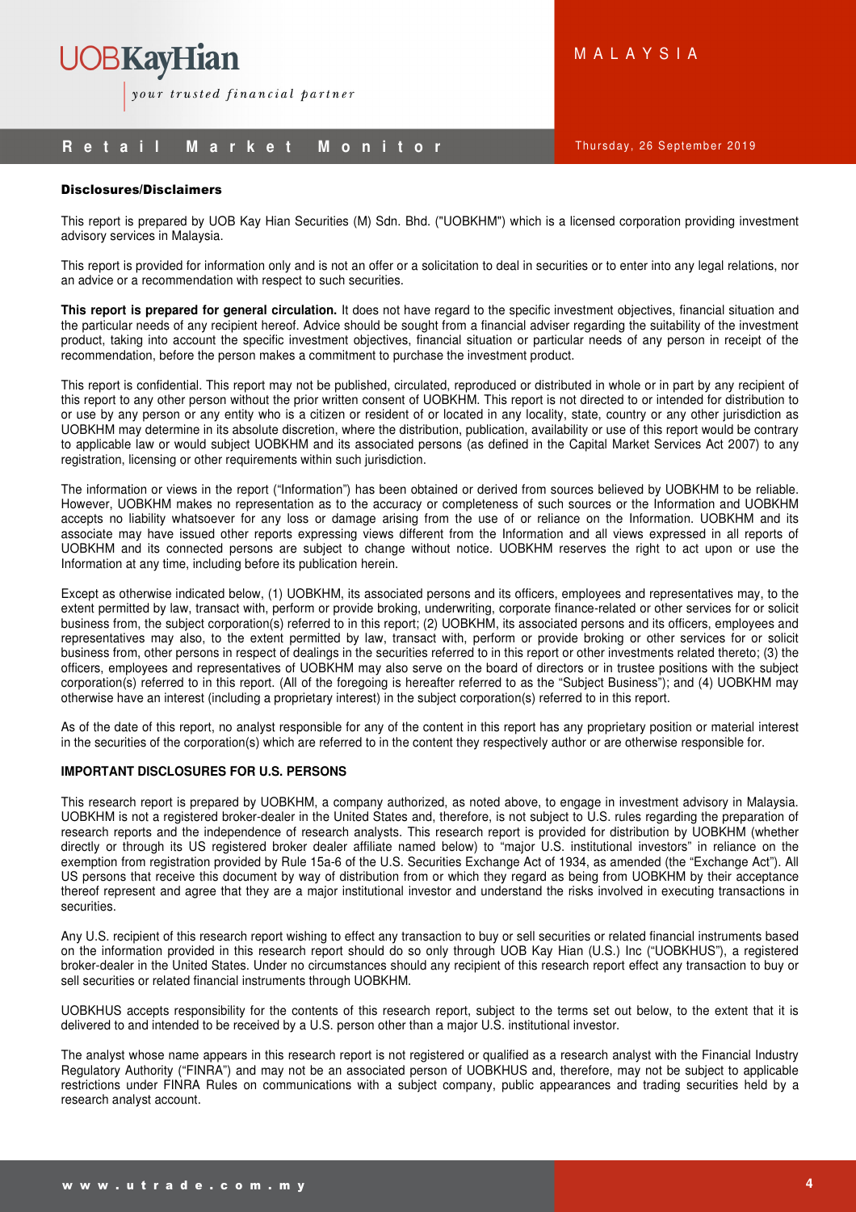**Disclosures/Disclaimers**

This report is prepared by UOB Kay Hian Securities (M) Sdn. Bhd. ("UOBKHM") which is a licensed corporation providing investment advisory services in Malaysia.

This report is provided for information only and is not an offer or a solicitation to deal in securities or to enter into any legal relations, nor an advice or a recommendation with respect to such securities.

**This report is prepared for general circulation.** It does not have regard to the specific investment objectives, financial situation and the particular needs of any recipient hereof. Advice should be sought from a financial adviser regarding the suitability of the investment product, taking into account the specific investment objectives, financial situation or particular needs of any person in receipt of the recommendation, before the person makes a commitment to purchase the investment product.

This report is confidential. This report may not be published, circulated, reproduced or distributed in whole or in part by any recipient of this report to any other person without the prior written consent of UOBKHM. This report is not directed to or intended for distribution to or use by any person or any entity who is a citizen or resident of or located in any locality, state, country or any other jurisdiction as UOBKHM may determine in its absolute discretion, where the distribution, publication, availability or use of this report would be contrary to applicable law or would subject UOBKHM and its associated persons (as defined in the Capital Market Services Act 2007) to any registration, licensing or other requirements within such jurisdiction.

The information or views in the report ("Information") has been obtained or derived from sources believed by UOBKHM to be reliable. However, UOBKHM makes no representation as to the accuracy or completeness of such sources or the Information and UOBKHM accepts no liability whatsoever for any loss or damage arising from the use of or reliance on the Information. UOBKHM and its associate may have issued other reports expressing views different from the Information and all views expressed in all reports of UOBKHM and its connected persons are subject to change without notice. UOBKHM reserves the right to act upon or use the Information at any time, including before its publication herein.

Except as otherwise indicated below, (1) UOBKHM, its associated persons and its officers, employees and representatives may, to the extent permitted by law, transact with, perform or provide broking, underwriting, corporate finance-related or other services for or solicit business from, the subject corporation(s) referred to in this report; (2) UOBKHM, its associated persons and its officers, employees and representatives may also, to the extent permitted by law, transact with, perform or provide broking or other services for or solicit business from, other persons in respect of dealings in the securities referred to in this report or other investments related thereto; (3) the officers, employees and representatives of UOBKHM may also serve on the board of directors or in trustee positions with the subject corporation(s) referred to in this report. (All of the foregoing is hereafter referred to as the "Subject Business"); and (4) UOBKHM may otherwise have an interest (including a proprietary interest) in the subject corporation(s) referred to in this report.

As of the date of this report, no analyst responsible for any of the content in this report has any proprietary position or material interest in the securities of the corporation(s) which are referred to in the content they respectively author or are otherwise responsible for.

**IMPORTANT DISCLOSURES FOR U.S. PERSONS**

This research report is prepared by UOBKHM, a company authorized, as noted above, to engage in investment advisory in Malaysia. UOBKHM is not a registered broker-dealer in the United States and, therefore, is not subject to U.S. rules regarding the preparation of research reports and the independence of research analysts. This research report is provided for distribution by UOBKHM (whether directly or through its US registered broker dealer affiliate named below) to "major U.S. institutional investors" in reliance on the exemption from registration provided by Rule 15a-6 of the U.S. Securities Exchange Act of 1934, as amended (the "Exchange Act"). All US persons that receive this document by way of distribution from or which they regard as being from UOBKHM by their acceptance thereof represent and agree that they are a major institutional investor and understand the risks involved in executing transactions in securities.

Any U.S. recipient of this research report wishing to effect any transaction to buy or sell securities or related financial instruments based on the information provided in this research report should do so only through UOB Kay Hian (U.S.) Inc ("UOBKHUS"), a registered broker-dealer in the United States. Under no circumstances should any recipient of this research report effect any transaction to buy or sell securities or related financial instruments through UOBKHM.

UOBKHUS accepts responsibility for the contents of this research report, subject to the terms set out below, to the extent that it is delivered to and intended to be received by a U.S. person other than a major U.S. institutional investor.

The analyst whose name appears in this research report is not registered or qualified as a research analyst with the Financial Industry Regulatory Authority ("FINRA") and may not be an associated person of UOBKHUS and, therefore, may not be subject to applicable restrictions under FINRA Rules on communications with a subject company, public appearances and trading securities held by a research analyst account.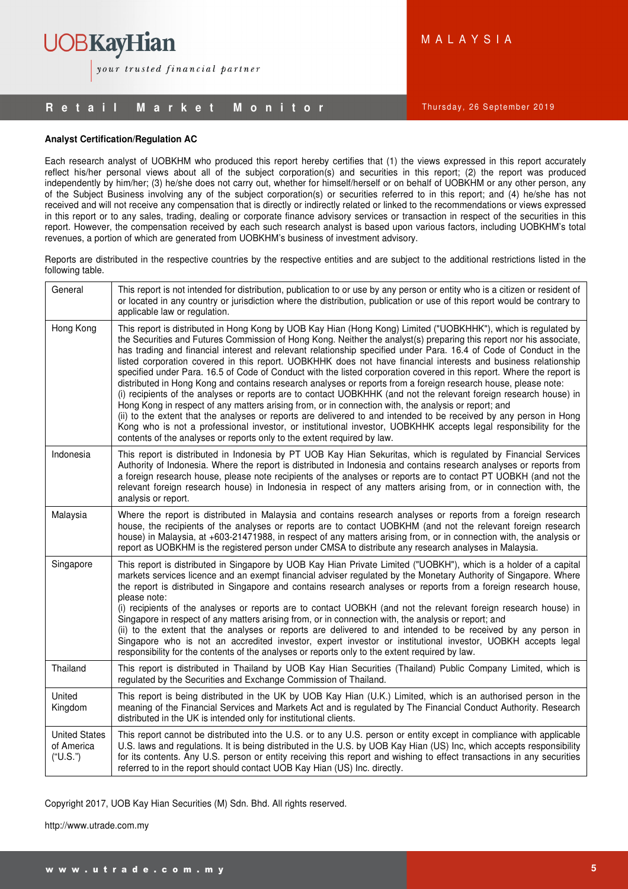**Analyst Certification/Regulation AC**

Each research analyst of UOBKHM who produced this report hereby certifies that (1) the views expressed in this report accurately reflect his/her personal views about all of the subject corporation(s) and securities in this report; (2) the report was produced independently by him/her; (3) he/she does not carry out, whether for himself/herself or on behalf of UOBKHM or any other person, any of the Subject Business involving any of the subject corporation(s) or securities referred to in this report; and (4) he/she has not received and will not receive any compensation that is directly or indirectly related or linked to the recommendations or views expressed in this report or to any sales, trading, dealing or corporate finance advisory services or transaction in respect of the securities in this report. However, the compensation received by each such research analyst is based upon various factors, including UOBKHM's total revenues, a portion of which are generated from UOBKHM's business of investment advisory.

Reports are distributed in the respective countries by the respective entities and are subject to the additional restrictions listed in the following table.

| | |
|---|---|
| General | This report is not intended for distribution, publication to or use by any person or entity who is a citizen or resident of or located in any country or jurisdiction where the distribution, publication or use of this report would be contrary to applicable law or regulation. |
| Hong Kong | This report is distributed in Hong Kong by UOB Kay Hian (Hong Kong) Limited ("UOBKHHK"), which is regulated by the Securities and Futures Commission of Hong Kong. Neither the analyst(s) preparing this report nor his associate, has trading and financial interest and relevant relationship specified under Para. 16.4 of Code of Conduct in the listed corporation covered in this report. UOBKHHK does not have financial interests and business relationship specified under Para. 16.5 of Code of Conduct with the listed corporation covered in this report. Where the report is distributed in Hong Kong and contains research analyses or reports from a foreign research house, please note: (i) recipients of the analyses or reports are to contact UOBKHHK (and not the relevant foreign research house) in Hong Kong in respect of any matters arising from, or in connection with, the analysis or report; and (ii) to the extent that the analyses or reports are delivered to and intended to be received by any person in Hong Kong who is not a professional investor, or institutional investor, UOBKHHK accepts legal responsibility for the contents of the analyses or reports only to the extent required by law. |
| Indonesia | This report is distributed in Indonesia by PT UOB Kay Hian Sekuritas, which is regulated by Financial Services Authority of Indonesia. Where the report is distributed in Indonesia and contains research analyses or reports from a foreign research house, please note recipients of the analyses or reports are to contact PT UOBKH (and not the relevant foreign research house) in Indonesia in respect of any matters arising from, or in connection with, the analysis or report. |
| Malaysia | Where the report is distributed in Malaysia and contains research analyses or reports from a foreign research house, the recipients of the analyses or reports are to contact UOBKHM (and not the relevant foreign research house) in Malaysia, at +603-21471988, in respect of any matters arising from, or in connection with, the analysis or report as UOBKHM is the registered person under CMSA to distribute any research analyses in Malaysia. |
| Singapore | This report is distributed in Singapore by UOB Kay Hian Private Limited ("UOBKH"), which is a holder of a capital markets services licence and an exempt financial adviser regulated by the Monetary Authority of Singapore. Where the report is distributed in Singapore and contains research analyses or reports from a foreign research house, please note: (i) recipients of the analyses or reports are to contact UOBKH (and not the relevant foreign research house) in Singapore in respect of any matters arising from, or in connection with, the analysis or report; and (ii) to the extent that the analyses or reports are delivered to and intended to be received by any person in Singapore who is not an accredited investor, expert investor or institutional investor, UOBKH accepts legal responsibility for the contents of the analyses or reports only to the extent required by law. |
| Thailand | This report is distributed in Thailand by UOB Kay Hian Securities (Thailand) Public Company Limited, which is regulated by the Securities and Exchange Commission of Thailand. |
| United Kingdom | This report is being distributed in the UK by UOB Kay Hian (U.K.) Limited, which is an authorised person in the meaning of the Financial Services and Markets Act and is regulated by The Financial Conduct Authority. Research distributed in the UK is intended only for institutional clients. |
| United States of America ("U.S.") | This report cannot be distributed into the U.S. or to any U.S. person or entity except in compliance with applicable U.S. laws and regulations. It is being distributed in the U.S. by UOB Kay Hian (US) Inc, which accepts responsibility for its contents. Any U.S. person or entity receiving this report and wishing to effect transactions in any securities referred to in the report should contact UOB Kay Hian (US) Inc. directly. |

Copyright 2017, UOB Kay Hian Securities (M) Sdn. Bhd. All rights reserved.

http://www.utrade.com.my